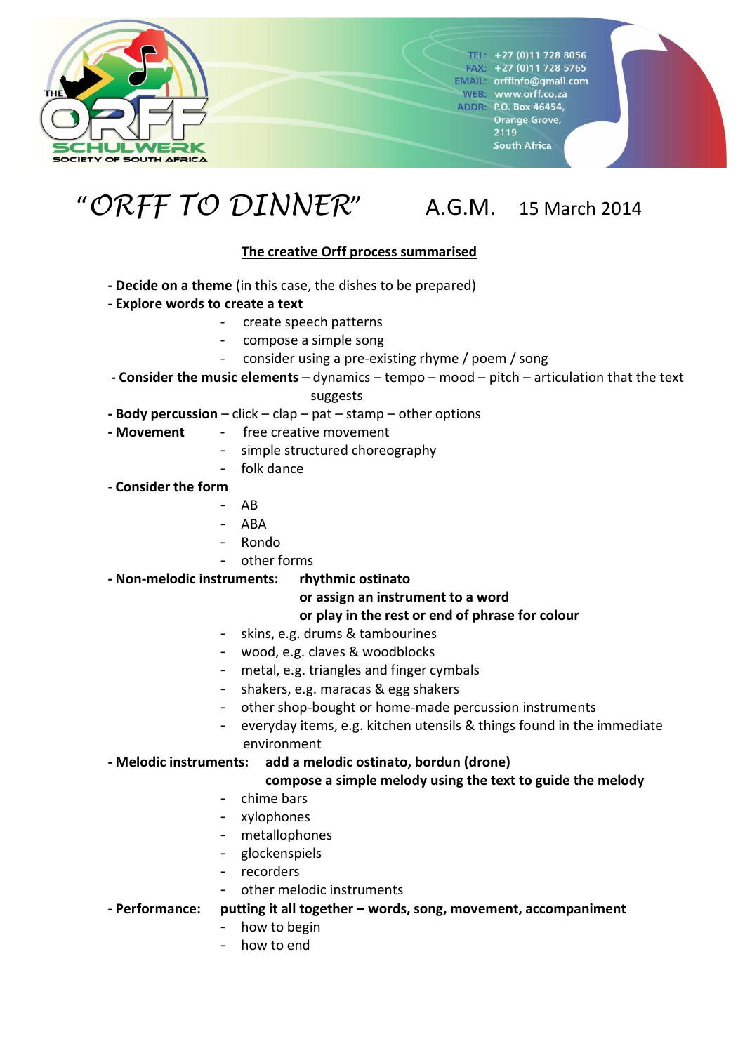THE ORFF SCHULWERK SOCIETY OF SOUTH AFRICA

TEL: +27 (0)11 728 8056
FAX: +27 (0)11 728 5765
EMAIL: orffinfo@gmail.com
WEB: www.orff.co.za
ADDR: P.O. Box 46454, Orange Grove, 2119 South Africa

# "ORFF TO DINNER" A.G.M. 15 March 2014

## The creative Orff process summarised

- **Decide on a theme** (in this case, the dishes to be prepared)
- **Explore words to create a text**
  - create speech patterns
  - compose a simple song
  - consider using a pre-existing rhyme / poem / song
- **Consider the music elements** – dynamics – tempo – mood – pitch – articulation that the text suggests
- **Body percussion** – click – clap – pat – stamp – other options
- **Movement**
  - free creative movement
  - simple structured choreography
  - folk dance
- **Consider the form**
  - AB
  - ABA
  - Rondo
  - other forms
- **Non-melodic instruments:** **rhythmic ostinato**
  **or assign an instrument to a word**
  **or play in the rest or end of phrase for colour**
  - skins, e.g. drums & tambourines
  - wood, e.g. claves & woodblocks
  - metal, e.g. triangles and finger cymbals
  - shakers, e.g. maracas & egg shakers
  - other shop-bought or home-made percussion instruments
  - everyday items, e.g. kitchen utensils & things found in the immediate environment
- **Melodic instruments:** **add a melodic ostinato, bordun (drone)**
  **compose a simple melody using the text to guide the melody**
  - chime bars
  - xylophones
  - metallophones
  - glockenspiels
  - recorders
  - other melodic instruments
- **Performance:** **putting it all together – words, song, movement, accompaniment**
  - how to begin
  - how to end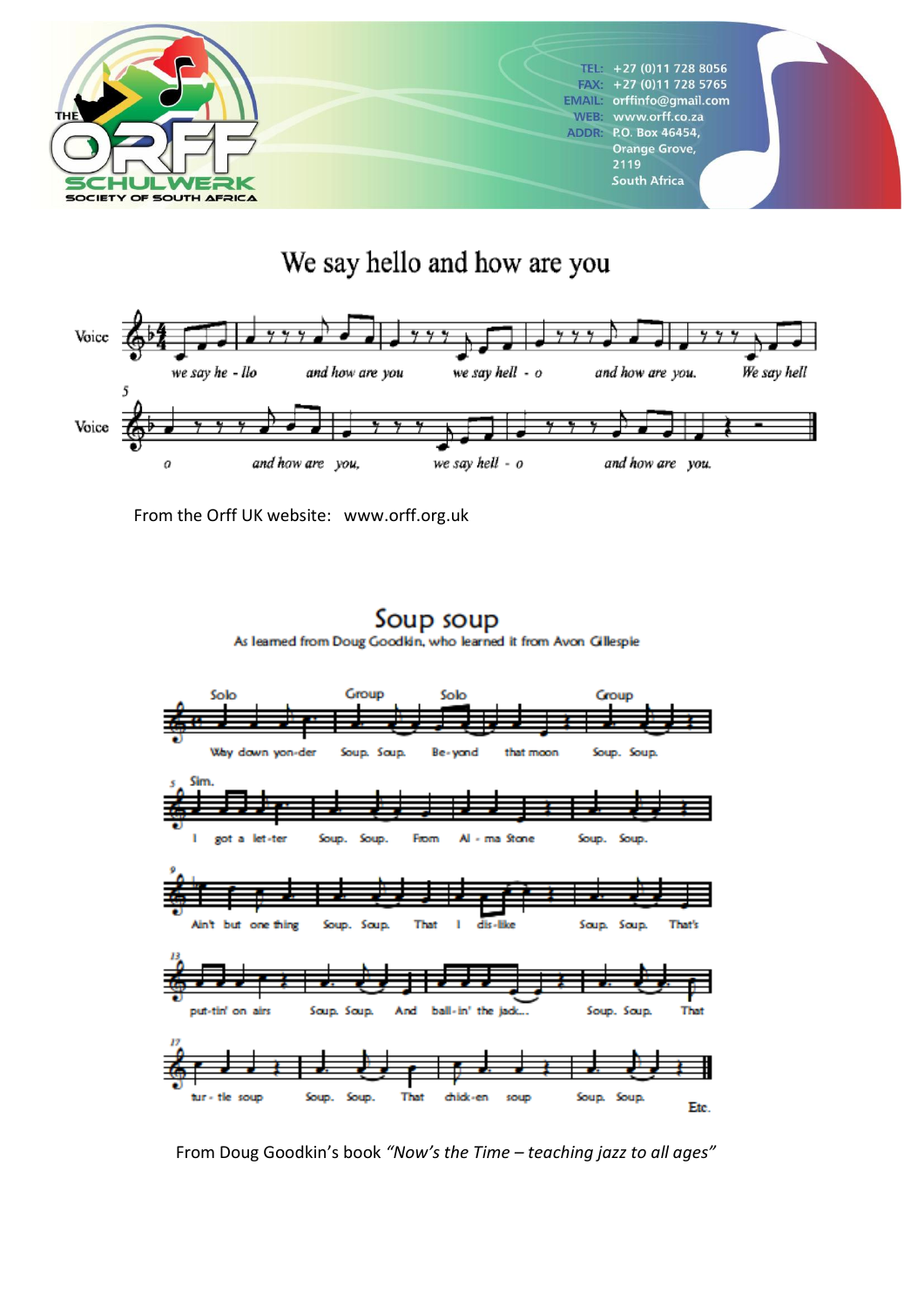TEL: +27 (0)11 728 8056
FAX: +27 (0)11 728 5765
EMAIL: orffinfo@gmail.com
WEB: www.orff.co.za
ADDR: P.O. Box 46454, Orange Grove, 2119 South Africa

# We say hello and how are you

From the Orff UK website: www.orff.org.uk

# Soup soup

As learned from Doug Goodkin, who learned it from Avon Gillespie

From Doug Goodkin's book *"Now's the Time – teaching jazz to all ages"*